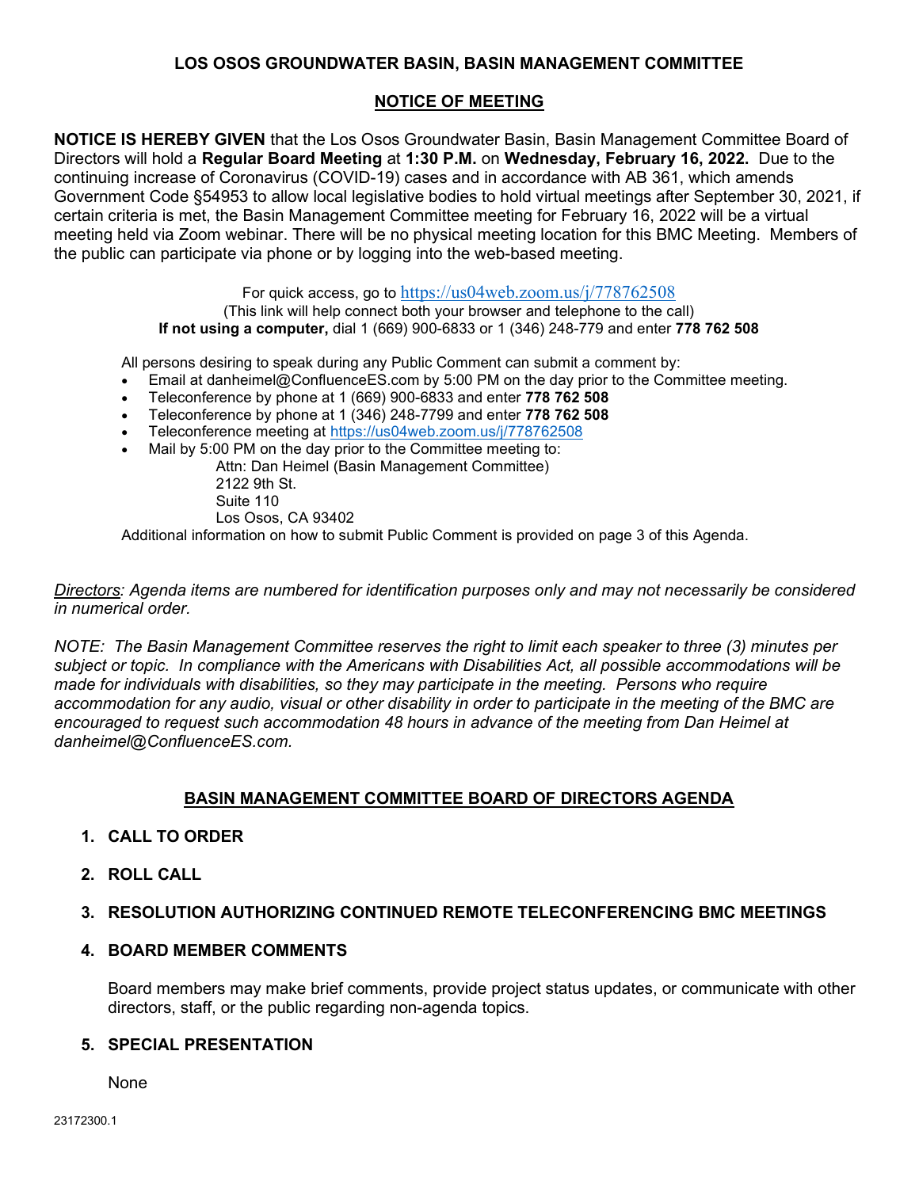**LOS OSOS GROUNDWATER BASIN, BASIN MANAGEMENT COMMITTEE**

**NOTICE OF MEETING**

**NOTICE IS HEREBY GIVEN** that the Los Osos Groundwater Basin, Basin Management Committee Board of Directors will hold a **Regular Board Meeting** at **1:30 P.M.** on **Wednesday, February 16, 2022.** Due to the continuing increase of Coronavirus (COVID-19) cases and in accordance with AB 361, which amends Government Code §54953 to allow local legislative bodies to hold virtual meetings after September 30, 2021, if certain criteria is met, the Basin Management Committee meeting for February 16, 2022 will be a virtual meeting held via Zoom webinar. There will be no physical meeting location for this BMC Meeting. Members of the public can participate via phone or by logging into the web-based meeting.

For quick access, go to https://us04web.zoom.us/j/778762508
(This link will help connect both your browser and telephone to the call)
**If not using a computer,** dial 1 (669) 900-6833 or 1 (346) 248-779 and enter **778 762 508**

All persons desiring to speak during any Public Comment can submit a comment by:

- Email at danheimel@ConfluenceES.com by 5:00 PM on the day prior to the Committee meeting.
- Teleconference by phone at 1 (669) 900-6833 and enter **778 762 508**
- Teleconference by phone at 1 (346) 248-7799 and enter **778 762 508**
- Teleconference meeting at https://us04web.zoom.us/j/778762508
- Mail by 5:00 PM on the day prior to the Committee meeting to:
  Attn: Dan Heimel (Basin Management Committee)
  2122 9th St.
  Suite 110
  Los Osos, CA 93402

Additional information on how to submit Public Comment is provided on page 3 of this Agenda.

*Directors: Agenda items are numbered for identification purposes only and may not necessarily be considered in numerical order.*

*NOTE: The Basin Management Committee reserves the right to limit each speaker to three (3) minutes per subject or topic. In compliance with the Americans with Disabilities Act, all possible accommodations will be made for individuals with disabilities, so they may participate in the meeting. Persons who require accommodation for any audio, visual or other disability in order to participate in the meeting of the BMC are encouraged to request such accommodation 48 hours in advance of the meeting from Dan Heimel at danheimel@ConfluenceES.com.*

**BASIN MANAGEMENT COMMITTEE BOARD OF DIRECTORS AGENDA**

1. **CALL TO ORDER**

2. **ROLL CALL**

3. **RESOLUTION AUTHORIZING CONTINUED REMOTE TELECONFERENCING BMC MEETINGS**

4. **BOARD MEMBER COMMENTS**

   Board members may make brief comments, provide project status updates, or communicate with other directors, staff, or the public regarding non-agenda topics.

5. **SPECIAL PRESENTATION**

   None

23172300.1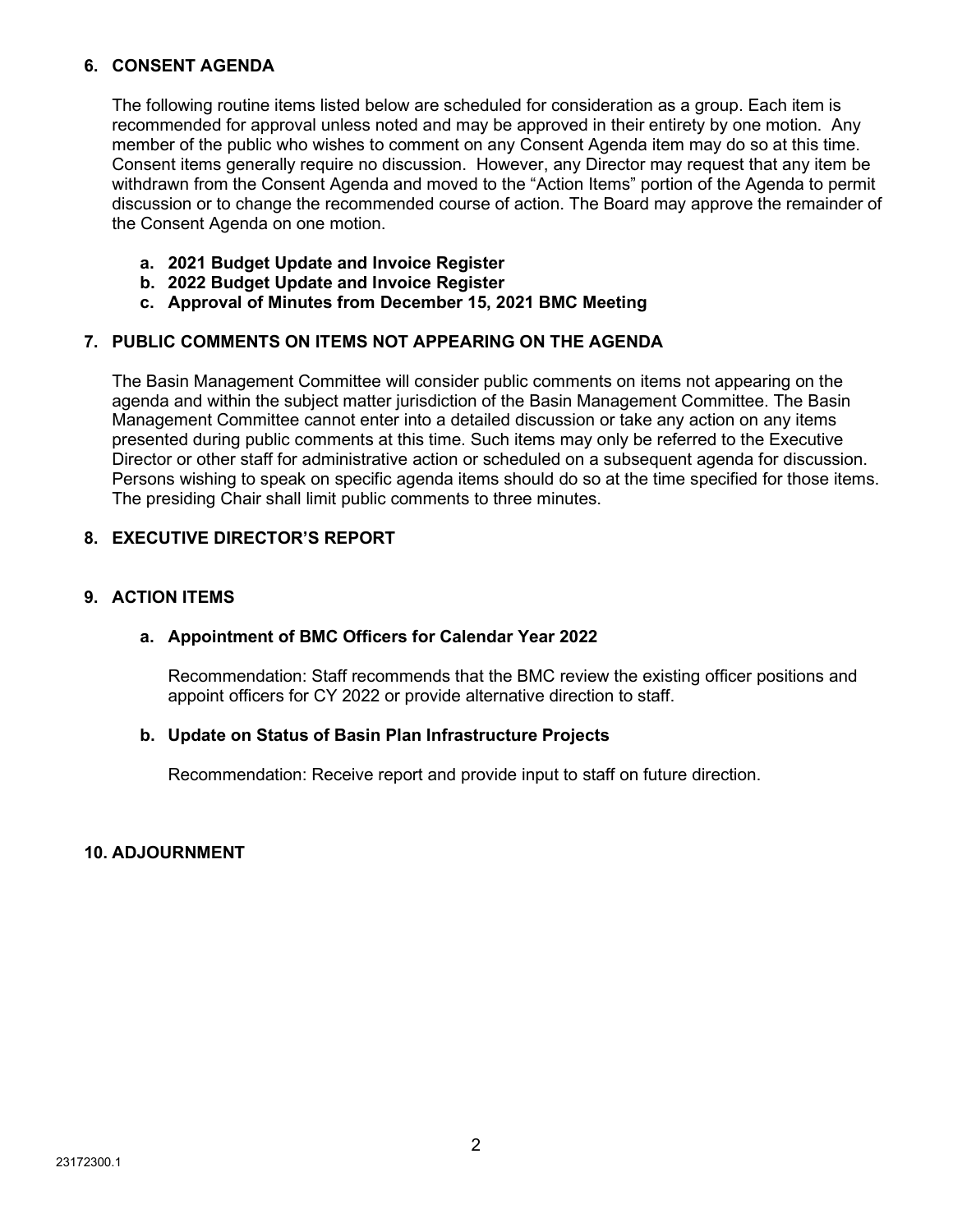## 6. CONSENT AGENDA

The following routine items listed below are scheduled for consideration as a group. Each item is recommended for approval unless noted and may be approved in their entirety by one motion. Any member of the public who wishes to comment on any Consent Agenda item may do so at this time. Consent items generally require no discussion. However, any Director may request that any item be withdrawn from the Consent Agenda and moved to the "Action Items" portion of the Agenda to permit discussion or to change the recommended course of action. The Board may approve the remainder of the Consent Agenda on one motion.

- **a. 2021 Budget Update and Invoice Register**
- **b. 2022 Budget Update and Invoice Register**
- **c. Approval of Minutes from December 15, 2021 BMC Meeting**

## 7. PUBLIC COMMENTS ON ITEMS NOT APPEARING ON THE AGENDA

The Basin Management Committee will consider public comments on items not appearing on the agenda and within the subject matter jurisdiction of the Basin Management Committee. The Basin Management Committee cannot enter into a detailed discussion or take any action on any items presented during public comments at this time. Such items may only be referred to the Executive Director or other staff for administrative action or scheduled on a subsequent agenda for discussion. Persons wishing to speak on specific agenda items should do so at the time specified for those items. The presiding Chair shall limit public comments to three minutes.

## 8. EXECUTIVE DIRECTOR'S REPORT

## 9. ACTION ITEMS

### a. Appointment of BMC Officers for Calendar Year 2022

Recommendation: Staff recommends that the BMC review the existing officer positions and appoint officers for CY 2022 or provide alternative direction to staff.

### b. Update on Status of Basin Plan Infrastructure Projects

Recommendation: Receive report and provide input to staff on future direction.

## 10. ADJOURNMENT

23172300.1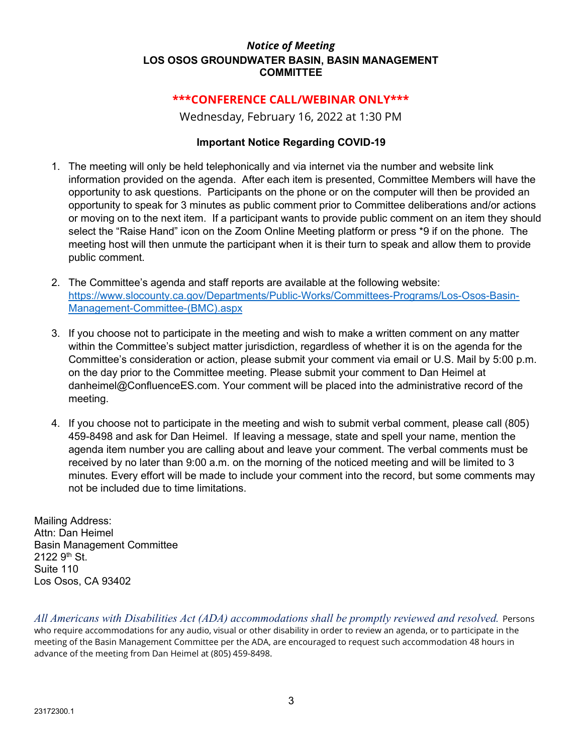### *Notice of Meeting*
### LOS OSOS GROUNDWATER BASIN, BASIN MANAGEMENT COMMITTEE

**\*\*\*CONFERENCE CALL/WEBINAR ONLY\*\*\***

Wednesday, February 16, 2022 at 1:30 PM

**Important Notice Regarding COVID-19**

1. The meeting will only be held telephonically and via internet via the number and website link information provided on the agenda. After each item is presented, Committee Members will have the opportunity to ask questions. Participants on the phone or on the computer will then be provided an opportunity to speak for 3 minutes as public comment prior to Committee deliberations and/or actions or moving on to the next item. If a participant wants to provide public comment on an item they should select the "Raise Hand" icon on the Zoom Online Meeting platform or press *9 if on the phone. The meeting host will then unmute the participant when it is their turn to speak and allow them to provide public comment.

2. The Committee's agenda and staff reports are available at the following website: https://www.slocounty.ca.gov/Departments/Public-Works/Committees-Programs/Los-Osos-Basin-Management-Committee-(BMC).aspx

3. If you choose not to participate in the meeting and wish to make a written comment on any matter within the Committee's subject matter jurisdiction, regardless of whether it is on the agenda for the Committee's consideration or action, please submit your comment via email or U.S. Mail by 5:00 p.m. on the day prior to the Committee meeting. Please submit your comment to Dan Heimel at danheimel@ConfluenceES.com. Your comment will be placed into the administrative record of the meeting.

4. If you choose not to participate in the meeting and wish to submit verbal comment, please call (805) 459-8498 and ask for Dan Heimel. If leaving a message, state and spell your name, mention the agenda item number you are calling about and leave your comment. The verbal comments must be received by no later than 9:00 a.m. on the morning of the noticed meeting and will be limited to 3 minutes. Every effort will be made to include your comment into the record, but some comments may not be included due to time limitations.

Mailing Address:
Attn: Dan Heimel
Basin Management Committee
2122 9th St.
Suite 110
Los Osos, CA 93402

*All Americans with Disabilities Act (ADA) accommodations shall be promptly reviewed and resolved.* Persons who require accommodations for any audio, visual or other disability in order to review an agenda, or to participate in the meeting of the Basin Management Committee per the ADA, are encouraged to request such accommodation 48 hours in advance of the meeting from Dan Heimel at (805) 459-8498.

23172300.1